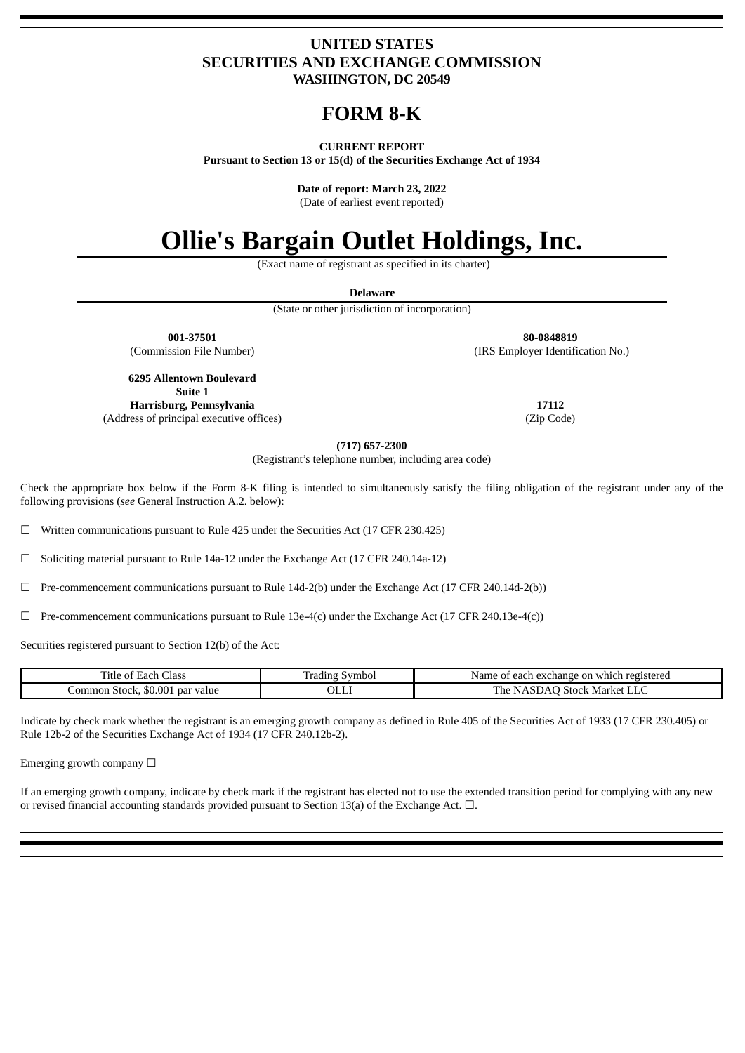**UNITED STATES**
**SECURITIES AND EXCHANGE COMMISSION**
**WASHINGTON, DC 20549**

# FORM 8-K

**CURRENT REPORT**
**Pursuant to Section 13 or 15(d) of the Securities Exchange Act of 1934**

**Date of report: March 23, 2022**
(Date of earliest event reported)

# Ollie's Bargain Outlet Holdings, Inc.

(Exact name of registrant as specified in its charter)

**Delaware**
(State or other jurisdiction of incorporation)

**001-37501**
(Commission File Number)

**80-0848819**
(IRS Employer Identification No.)

**6295 Allentown Boulevard**
**Suite 1**
**Harrisburg, Pennsylvania**
(Address of principal executive offices)

**17112**
(Zip Code)

**(717) 657-2300**
(Registrant's telephone number, including area code)

Check the appropriate box below if the Form 8-K filing is intended to simultaneously satisfy the filing obligation of the registrant under any of the following provisions (*see* General Instruction A.2. below):

☐ Written communications pursuant to Rule 425 under the Securities Act (17 CFR 230.425)

☐ Soliciting material pursuant to Rule 14a-12 under the Exchange Act (17 CFR 240.14a-12)

☐ Pre-commencement communications pursuant to Rule 14d-2(b) under the Exchange Act (17 CFR 240.14d-2(b))

☐ Pre-commencement communications pursuant to Rule 13e-4(c) under the Exchange Act (17 CFR 240.13e-4(c))

Securities registered pursuant to Section 12(b) of the Act:

| Title of Each Class | Trading Symbol | Name of each exchange on which registered |
|---|---|---|
| Common Stock, $0.001 par value | OLLI | The NASDAQ Stock Market LLC |

Indicate by check mark whether the registrant is an emerging growth company as defined in Rule 405 of the Securities Act of 1933 (17 CFR 230.405) or Rule 12b-2 of the Securities Exchange Act of 1934 (17 CFR 240.12b-2).

Emerging growth company ☐

If an emerging growth company, indicate by check mark if the registrant has elected not to use the extended transition period for complying with any new or revised financial accounting standards provided pursuant to Section 13(a) of the Exchange Act. ☐.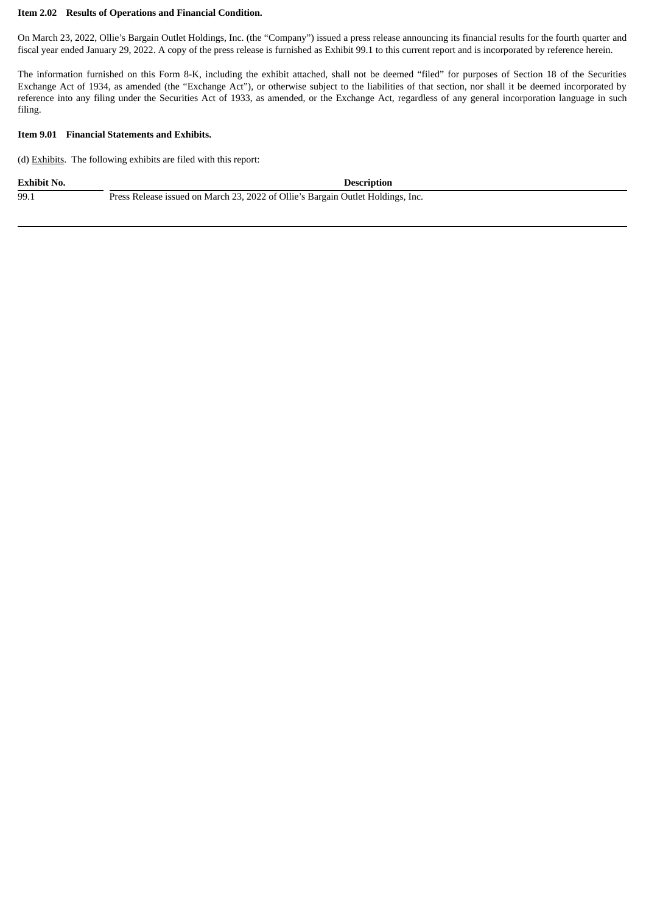**Item 2.02 Results of Operations and Financial Condition.**

On March 23, 2022, Ollie's Bargain Outlet Holdings, Inc. (the "Company") issued a press release announcing its financial results for the fourth quarter and fiscal year ended January 29, 2022. A copy of the press release is furnished as Exhibit 99.1 to this current report and is incorporated by reference herein.

The information furnished on this Form 8-K, including the exhibit attached, shall not be deemed "filed" for purposes of Section 18 of the Securities Exchange Act of 1934, as amended (the "Exchange Act"), or otherwise subject to the liabilities of that section, nor shall it be deemed incorporated by reference into any filing under the Securities Act of 1933, as amended, or the Exchange Act, regardless of any general incorporation language in such filing.

**Item 9.01 Financial Statements and Exhibits.**

(d) Exhibits. The following exhibits are filed with this report:

| Exhibit No. | Description |
|---|---|
| 99.1 | Press Release issued on March 23, 2022 of Ollie's Bargain Outlet Holdings, Inc. |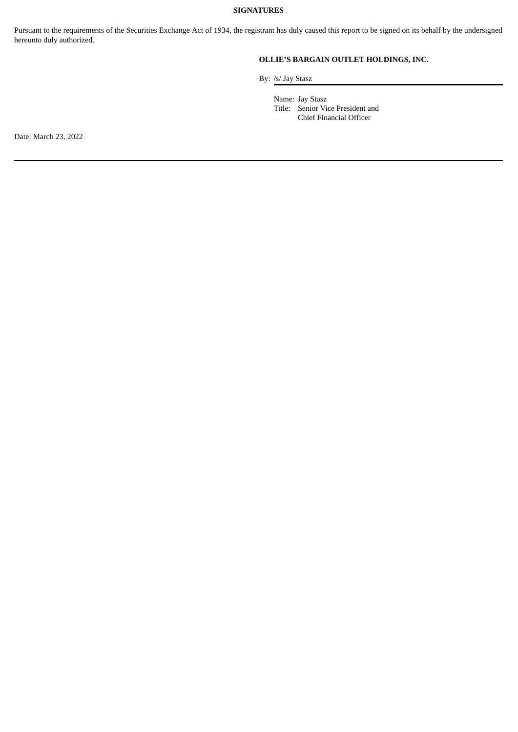**SIGNATURES**

Pursuant to the requirements of the Securities Exchange Act of 1934, the registrant has duly caused this report to be signed on its behalf by the undersigned hereunto duly authorized.

**OLLIE'S BARGAIN OUTLET HOLDINGS, INC.**

By: /s/ Jay Stasz

Name: Jay Stasz
Title: Senior Vice President and Chief Financial Officer

Date: March 23, 2022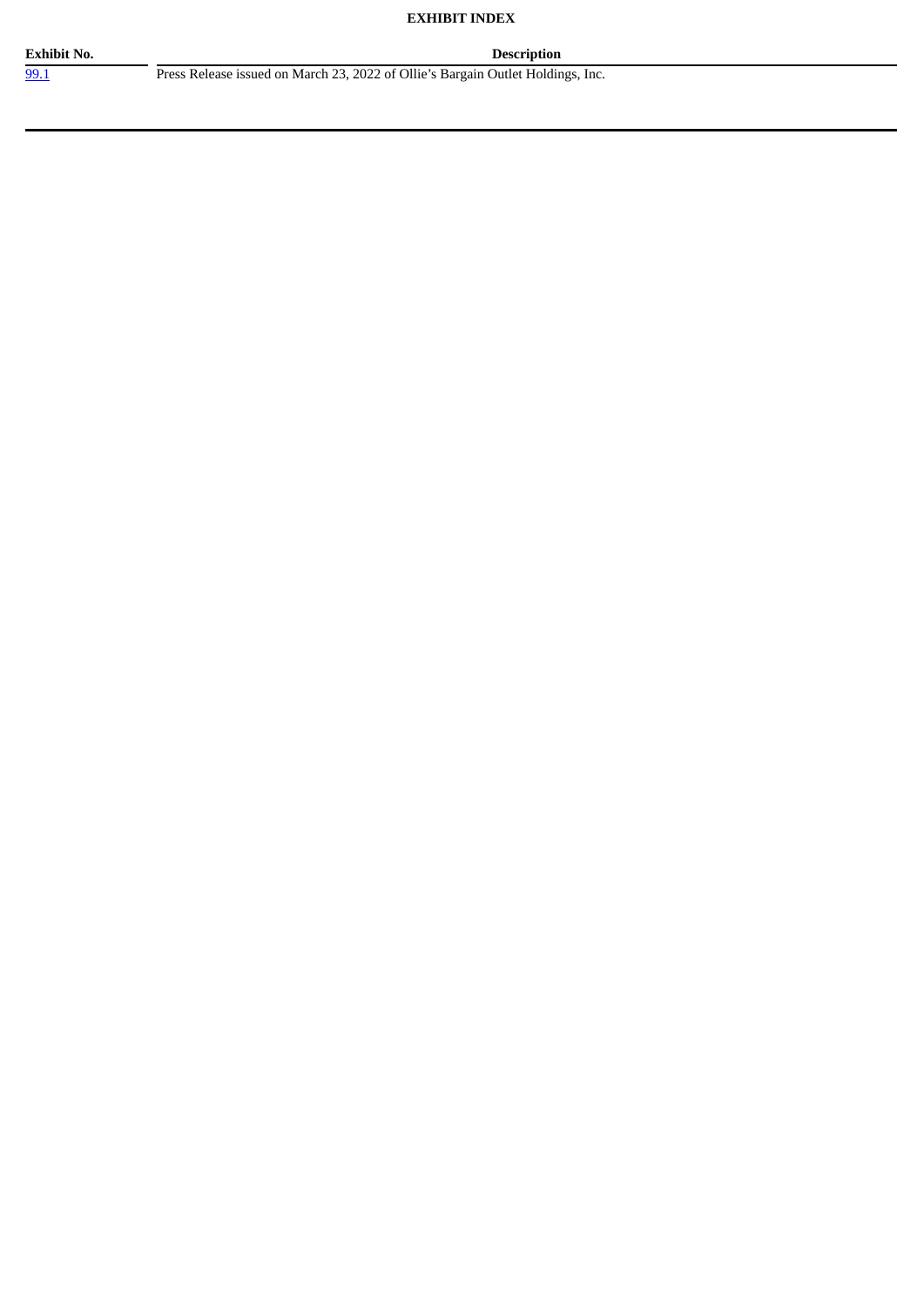**EXHIBIT INDEX**

| Exhibit No. | Description |
| --- | --- |
| 99.1 | Press Release issued on March 23, 2022 of Ollie's Bargain Outlet Holdings, Inc. |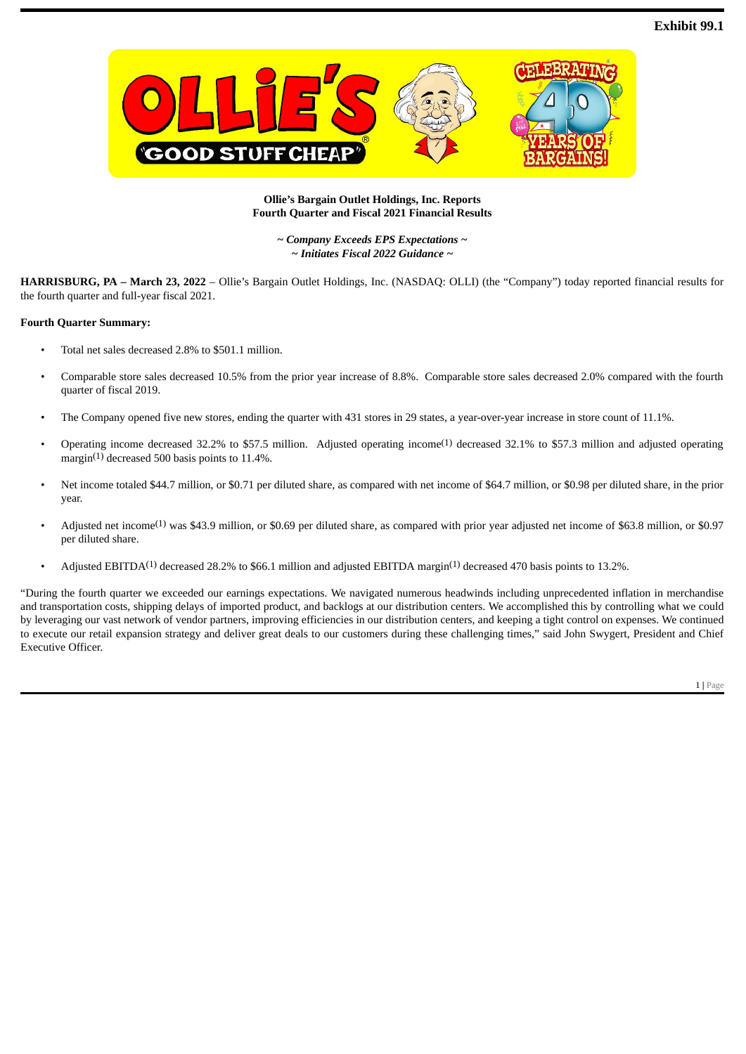**Exhibit 99.1**

**Ollie's Bargain Outlet Holdings, Inc. Reports**
**Fourth Quarter and Fiscal 2021 Financial Results**

***~ Company Exceeds EPS Expectations ~***
***~ Initiates Fiscal 2022 Guidance ~***

**HARRISBURG, PA – March 23, 2022** – Ollie's Bargain Outlet Holdings, Inc. (NASDAQ: OLLI) (the "Company") today reported financial results for the fourth quarter and full-year fiscal 2021.

**Fourth Quarter Summary:**

- Total net sales decreased 2.8% to $501.1 million.
- Comparable store sales decreased 10.5% from the prior year increase of 8.8%. Comparable store sales decreased 2.0% compared with the fourth quarter of fiscal 2019.
- The Company opened five new stores, ending the quarter with 431 stores in 29 states, a year-over-year increase in store count of 11.1%.
- Operating income decreased 32.2% to $57.5 million. Adjusted operating income(1) decreased 32.1% to $57.3 million and adjusted operating margin(1) decreased 500 basis points to 11.4%.
- Net income totaled $44.7 million, or $0.71 per diluted share, as compared with net income of $64.7 million, or $0.98 per diluted share, in the prior year.
- Adjusted net income(1) was $43.9 million, or $0.69 per diluted share, as compared with prior year adjusted net income of $63.8 million, or $0.97 per diluted share.
- Adjusted EBITDA(1) decreased 28.2% to $66.1 million and adjusted EBITDA margin(1) decreased 470 basis points to 13.2%.

"During the fourth quarter we exceeded our earnings expectations. We navigated numerous headwinds including unprecedented inflation in merchandise and transportation costs, shipping delays of imported product, and backlogs at our distribution centers. We accomplished this by controlling what we could by leveraging our vast network of vendor partners, improving efficiencies in our distribution centers, and keeping a tight control on expenses. We continued to execute our retail expansion strategy and deliver great deals to our customers during these challenging times," said John Swygert, President and Chief Executive Officer.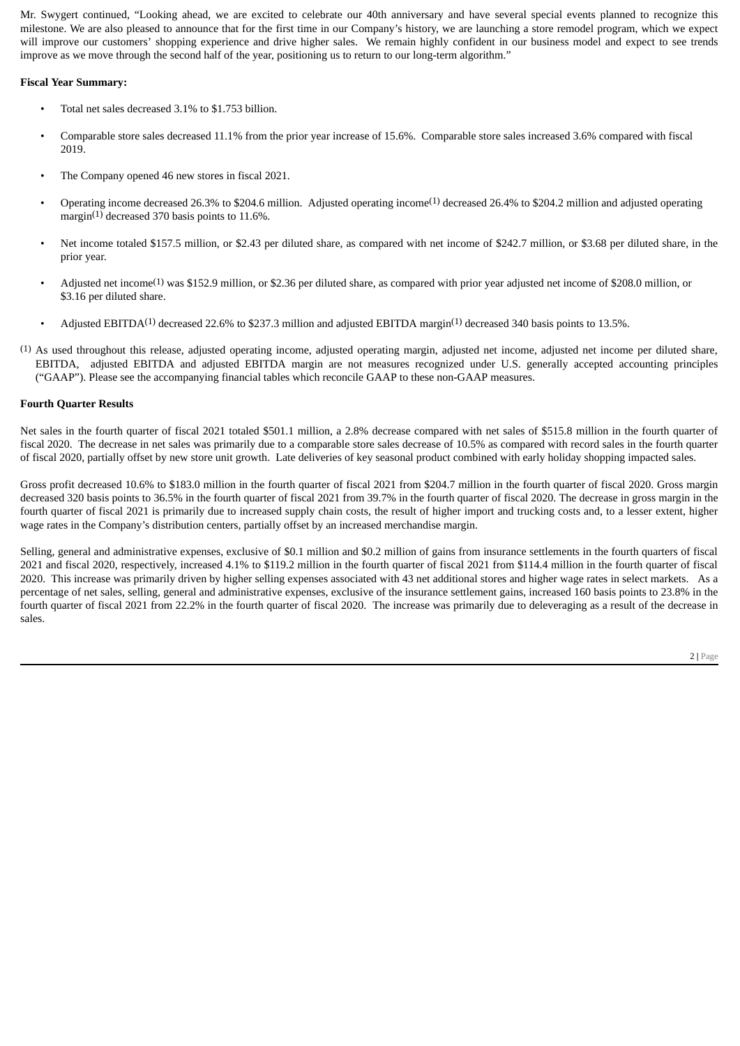Mr. Swygert continued, "Looking ahead, we are excited to celebrate our 40th anniversary and have several special events planned to recognize this milestone. We are also pleased to announce that for the first time in our Company's history, we are launching a store remodel program, which we expect will improve our customers' shopping experience and drive higher sales. We remain highly confident in our business model and expect to see trends improve as we move through the second half of the year, positioning us to return to our long-term algorithm."

**Fiscal Year Summary:**

- Total net sales decreased 3.1% to $1.753 billion.
- Comparable store sales decreased 11.1% from the prior year increase of 15.6%. Comparable store sales increased 3.6% compared with fiscal 2019.
- The Company opened 46 new stores in fiscal 2021.
- Operating income decreased 26.3% to $204.6 million. Adjusted operating income(1) decreased 26.4% to $204.2 million and adjusted operating margin(1) decreased 370 basis points to 11.6%.
- Net income totaled $157.5 million, or $2.43 per diluted share, as compared with net income of $242.7 million, or $3.68 per diluted share, in the prior year.
- Adjusted net income(1) was $152.9 million, or $2.36 per diluted share, as compared with prior year adjusted net income of $208.0 million, or $3.16 per diluted share.
- Adjusted EBITDA(1) decreased 22.6% to $237.3 million and adjusted EBITDA margin(1) decreased 340 basis points to 13.5%.

(1) As used throughout this release, adjusted operating income, adjusted operating margin, adjusted net income, adjusted net income per diluted share, EBITDA, adjusted EBITDA and adjusted EBITDA margin are not measures recognized under U.S. generally accepted accounting principles ("GAAP"). Please see the accompanying financial tables which reconcile GAAP to these non-GAAP measures.

**Fourth Quarter Results**

Net sales in the fourth quarter of fiscal 2021 totaled $501.1 million, a 2.8% decrease compared with net sales of $515.8 million in the fourth quarter of fiscal 2020. The decrease in net sales was primarily due to a comparable store sales decrease of 10.5% as compared with record sales in the fourth quarter of fiscal 2020, partially offset by new store unit growth. Late deliveries of key seasonal product combined with early holiday shopping impacted sales.

Gross profit decreased 10.6% to $183.0 million in the fourth quarter of fiscal 2021 from $204.7 million in the fourth quarter of fiscal 2020. Gross margin decreased 320 basis points to 36.5% in the fourth quarter of fiscal 2021 from 39.7% in the fourth quarter of fiscal 2020. The decrease in gross margin in the fourth quarter of fiscal 2021 is primarily due to increased supply chain costs, the result of higher import and trucking costs and, to a lesser extent, higher wage rates in the Company's distribution centers, partially offset by an increased merchandise margin.

Selling, general and administrative expenses, exclusive of $0.1 million and $0.2 million of gains from insurance settlements in the fourth quarters of fiscal 2021 and fiscal 2020, respectively, increased 4.1% to $119.2 million in the fourth quarter of fiscal 2021 from $114.4 million in the fourth quarter of fiscal 2020. This increase was primarily driven by higher selling expenses associated with 43 net additional stores and higher wage rates in select markets. As a percentage of net sales, selling, general and administrative expenses, exclusive of the insurance settlement gains, increased 160 basis points to 23.8% in the fourth quarter of fiscal 2021 from 22.2% in the fourth quarter of fiscal 2020. The increase was primarily due to deleveraging as a result of the decrease in sales.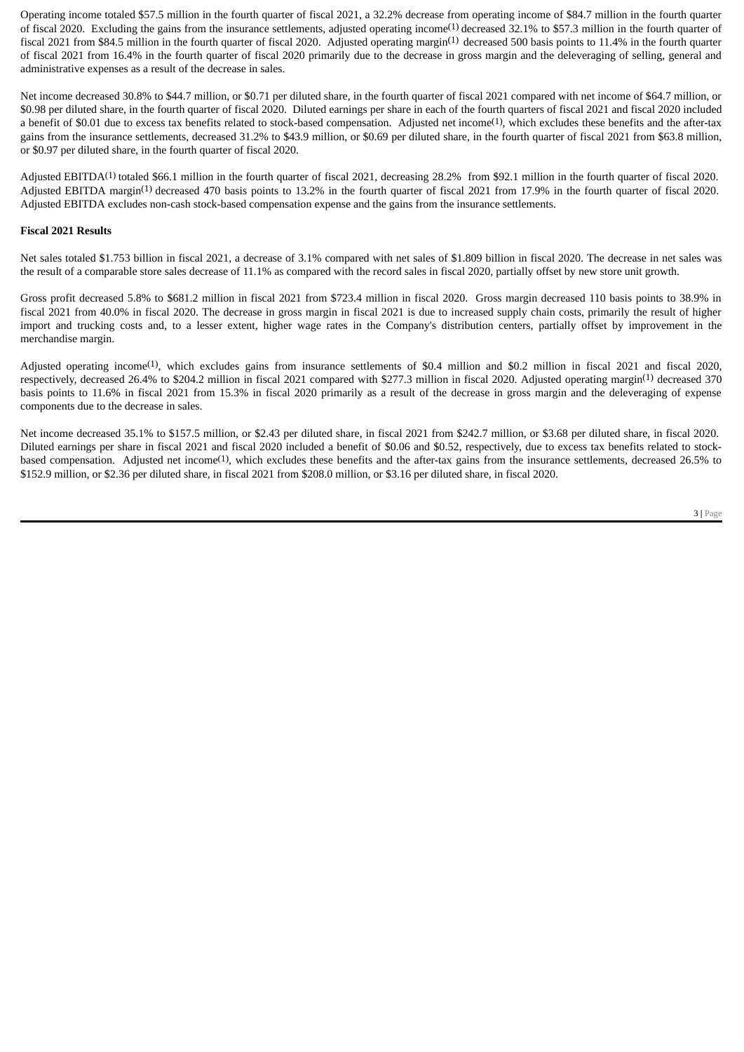Operating income totaled $57.5 million in the fourth quarter of fiscal 2021, a 32.2% decrease from operating income of $84.7 million in the fourth quarter of fiscal 2020. Excluding the gains from the insurance settlements, adjusted operating income[(1)] decreased 32.1% to $57.3 million in the fourth quarter of fiscal 2021 from $84.5 million in the fourth quarter of fiscal 2020. Adjusted operating margin[(1)] decreased 500 basis points to 11.4% in the fourth quarter of fiscal 2021 from 16.4% in the fourth quarter of fiscal 2020 primarily due to the decrease in gross margin and the deleveraging of selling, general and administrative expenses as a result of the decrease in sales.

Net income decreased 30.8% to $44.7 million, or $0.71 per diluted share, in the fourth quarter of fiscal 2021 compared with net income of $64.7 million, or $0.98 per diluted share, in the fourth quarter of fiscal 2020. Diluted earnings per share in each of the fourth quarters of fiscal 2021 and fiscal 2020 included a benefit of $0.01 due to excess tax benefits related to stock-based compensation. Adjusted net income[(1)], which excludes these benefits and the after-tax gains from the insurance settlements, decreased 31.2% to $43.9 million, or $0.69 per diluted share, in the fourth quarter of fiscal 2021 from $63.8 million, or $0.97 per diluted share, in the fourth quarter of fiscal 2020.

Adjusted EBITDA[(1)] totaled $66.1 million in the fourth quarter of fiscal 2021, decreasing 28.2% from $92.1 million in the fourth quarter of fiscal 2020. Adjusted EBITDA margin[(1)] decreased 470 basis points to 13.2% in the fourth quarter of fiscal 2021 from 17.9% in the fourth quarter of fiscal 2020. Adjusted EBITDA excludes non-cash stock-based compensation expense and the gains from the insurance settlements.

**Fiscal 2021 Results**

Net sales totaled $1.753 billion in fiscal 2021, a decrease of 3.1% compared with net sales of $1.809 billion in fiscal 2020. The decrease in net sales was the result of a comparable store sales decrease of 11.1% as compared with the record sales in fiscal 2020, partially offset by new store unit growth.

Gross profit decreased 5.8% to $681.2 million in fiscal 2021 from $723.4 million in fiscal 2020. Gross margin decreased 110 basis points to 38.9% in fiscal 2021 from 40.0% in fiscal 2020. The decrease in gross margin in fiscal 2021 is due to increased supply chain costs, primarily the result of higher import and trucking costs and, to a lesser extent, higher wage rates in the Company's distribution centers, partially offset by improvement in the merchandise margin.

Adjusted operating income[(1)], which excludes gains from insurance settlements of $0.4 million and $0.2 million in fiscal 2021 and fiscal 2020, respectively, decreased 26.4% to $204.2 million in fiscal 2021 compared with $277.3 million in fiscal 2020. Adjusted operating margin[(1)] decreased 370 basis points to 11.6% in fiscal 2021 from 15.3% in fiscal 2020 primarily as a result of the decrease in gross margin and the deleveraging of expense components due to the decrease in sales.

Net income decreased 35.1% to $157.5 million, or $2.43 per diluted share, in fiscal 2021 from $242.7 million, or $3.68 per diluted share, in fiscal 2020. Diluted earnings per share in fiscal 2021 and fiscal 2020 included a benefit of $0.06 and $0.52, respectively, due to excess tax benefits related to stock-based compensation. Adjusted net income[(1)], which excludes these benefits and the after-tax gains from the insurance settlements, decreased 26.5% to $152.9 million, or $2.36 per diluted share, in fiscal 2021 from $208.0 million, or $3.16 per diluted share, in fiscal 2020.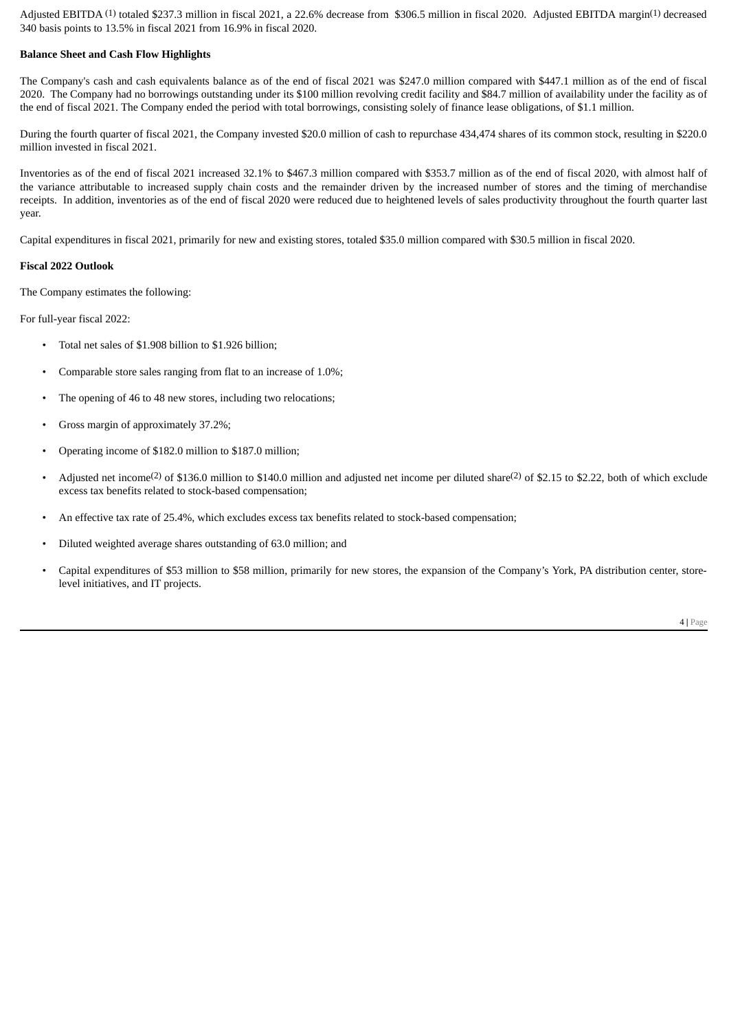Adjusted EBITDA [1] totaled $237.3 million in fiscal 2021, a 22.6% decrease from $306.5 million in fiscal 2020. Adjusted EBITDA margin[1] decreased 340 basis points to 13.5% in fiscal 2021 from 16.9% in fiscal 2020.

**Balance Sheet and Cash Flow Highlights**

The Company's cash and cash equivalents balance as of the end of fiscal 2021 was $247.0 million compared with $447.1 million as of the end of fiscal 2020. The Company had no borrowings outstanding under its $100 million revolving credit facility and $84.7 million of availability under the facility as of the end of fiscal 2021. The Company ended the period with total borrowings, consisting solely of finance lease obligations, of $1.1 million.

During the fourth quarter of fiscal 2021, the Company invested $20.0 million of cash to repurchase 434,474 shares of its common stock, resulting in $220.0 million invested in fiscal 2021.

Inventories as of the end of fiscal 2021 increased 32.1% to $467.3 million compared with $353.7 million as of the end of fiscal 2020, with almost half of the variance attributable to increased supply chain costs and the remainder driven by the increased number of stores and the timing of merchandise receipts. In addition, inventories as of the end of fiscal 2020 were reduced due to heightened levels of sales productivity throughout the fourth quarter last year.

Capital expenditures in fiscal 2021, primarily for new and existing stores, totaled $35.0 million compared with $30.5 million in fiscal 2020.

**Fiscal 2022 Outlook**

The Company estimates the following:

For full-year fiscal 2022:

- Total net sales of $1.908 billion to $1.926 billion;
- Comparable store sales ranging from flat to an increase of 1.0%;
- The opening of 46 to 48 new stores, including two relocations;
- Gross margin of approximately 37.2%;
- Operating income of $182.0 million to $187.0 million;
- Adjusted net income[2] of $136.0 million to $140.0 million and adjusted net income per diluted share[2] of $2.15 to $2.22, both of which exclude excess tax benefits related to stock-based compensation;
- An effective tax rate of 25.4%, which excludes excess tax benefits related to stock-based compensation;
- Diluted weighted average shares outstanding of 63.0 million; and
- Capital expenditures of $53 million to $58 million, primarily for new stores, the expansion of the Company's York, PA distribution center, store-level initiatives, and IT projects.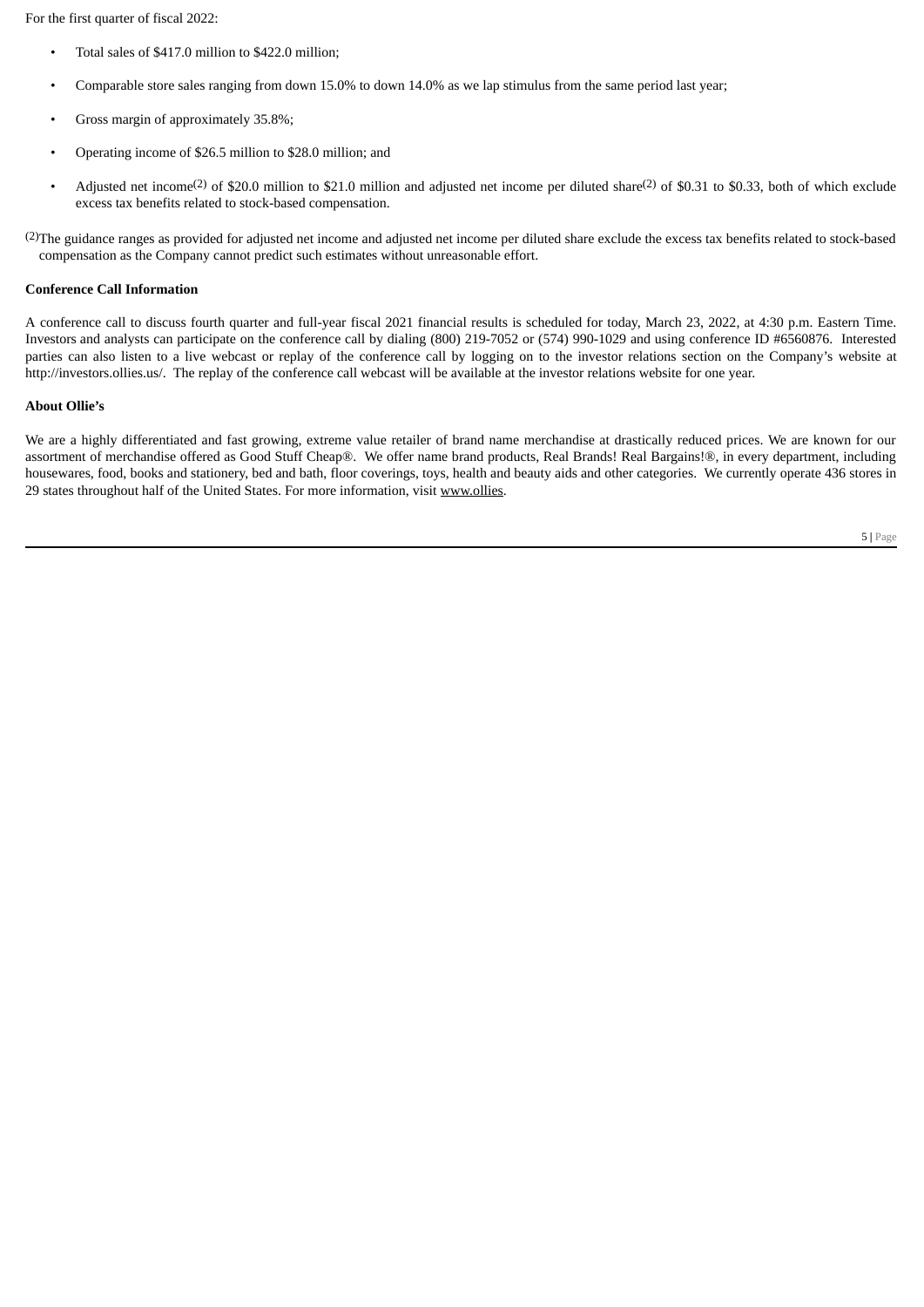For the first quarter of fiscal 2022:

- Total sales of $417.0 million to $422.0 million;
- Comparable store sales ranging from down 15.0% to down 14.0% as we lap stimulus from the same period last year;
- Gross margin of approximately 35.8%;
- Operating income of $26.5 million to $28.0 million; and
- Adjusted net income[(2)] of $20.0 million to $21.0 million and adjusted net income per diluted share[(2)] of $0.31 to $0.33, both of which exclude excess tax benefits related to stock-based compensation.

[(2)]The guidance ranges as provided for adjusted net income and adjusted net income per diluted share exclude the excess tax benefits related to stock-based compensation as the Company cannot predict such estimates without unreasonable effort.

**Conference Call Information**

A conference call to discuss fourth quarter and full-year fiscal 2021 financial results is scheduled for today, March 23, 2022, at 4:30 p.m. Eastern Time. Investors and analysts can participate on the conference call by dialing (800) 219-7052 or (574) 990-1029 and using conference ID #6560876. Interested parties can also listen to a live webcast or replay of the conference call by logging on to the investor relations section on the Company's website at http://investors.ollies.us/. The replay of the conference call webcast will be available at the investor relations website for one year.

**About Ollie's**

We are a highly differentiated and fast growing, extreme value retailer of brand name merchandise at drastically reduced prices. We are known for our assortment of merchandise offered as Good Stuff Cheap®. We offer name brand products, Real Brands! Real Bargains!®, in every department, including housewares, food, books and stationery, bed and bath, floor coverings, toys, health and beauty aids and other categories. We currently operate 436 stores in 29 states throughout half of the United States. For more information, visit www.ollies.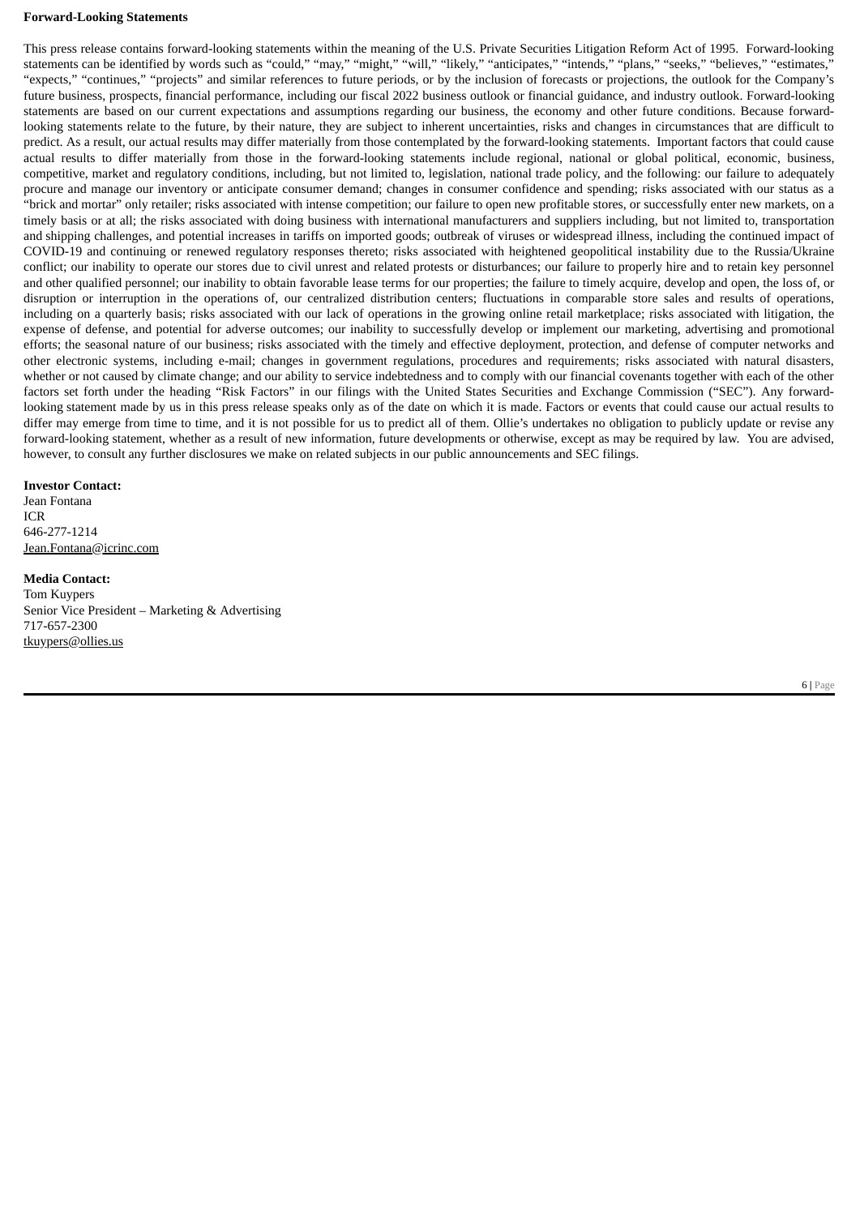**Forward-Looking Statements**

This press release contains forward-looking statements within the meaning of the U.S. Private Securities Litigation Reform Act of 1995. Forward-looking statements can be identified by words such as "could," "may," "might," "will," "likely," "anticipates," "intends," "plans," "seeks," "believes," "estimates," "expects," "continues," "projects" and similar references to future periods, or by the inclusion of forecasts or projections, the outlook for the Company's future business, prospects, financial performance, including our fiscal 2022 business outlook or financial guidance, and industry outlook. Forward-looking statements are based on our current expectations and assumptions regarding our business, the economy and other future conditions. Because forward-looking statements relate to the future, by their nature, they are subject to inherent uncertainties, risks and changes in circumstances that are difficult to predict. As a result, our actual results may differ materially from those contemplated by the forward-looking statements. Important factors that could cause actual results to differ materially from those in the forward-looking statements include regional, national or global political, economic, business, competitive, market and regulatory conditions, including, but not limited to, legislation, national trade policy, and the following: our failure to adequately procure and manage our inventory or anticipate consumer demand; changes in consumer confidence and spending; risks associated with our status as a "brick and mortar" only retailer; risks associated with intense competition; our failure to open new profitable stores, or successfully enter new markets, on a timely basis or at all; the risks associated with doing business with international manufacturers and suppliers including, but not limited to, transportation and shipping challenges, and potential increases in tariffs on imported goods; outbreak of viruses or widespread illness, including the continued impact of COVID-19 and continuing or renewed regulatory responses thereto; risks associated with heightened geopolitical instability due to the Russia/Ukraine conflict; our inability to operate our stores due to civil unrest and related protests or disturbances; our failure to properly hire and to retain key personnel and other qualified personnel; our inability to obtain favorable lease terms for our properties; the failure to timely acquire, develop and open, the loss of, or disruption or interruption in the operations of, our centralized distribution centers; fluctuations in comparable store sales and results of operations, including on a quarterly basis; risks associated with our lack of operations in the growing online retail marketplace; risks associated with litigation, the expense of defense, and potential for adverse outcomes; our inability to successfully develop or implement our marketing, advertising and promotional efforts; the seasonal nature of our business; risks associated with the timely and effective deployment, protection, and defense of computer networks and other electronic systems, including e-mail; changes in government regulations, procedures and requirements; risks associated with natural disasters, whether or not caused by climate change; and our ability to service indebtedness and to comply with our financial covenants together with each of the other factors set forth under the heading "Risk Factors" in our filings with the United States Securities and Exchange Commission ("SEC"). Any forward-looking statement made by us in this press release speaks only as of the date on which it is made. Factors or events that could cause our actual results to differ may emerge from time to time, and it is not possible for us to predict all of them. Ollie's undertakes no obligation to publicly update or revise any forward-looking statement, whether as a result of new information, future developments or otherwise, except as may be required by law. You are advised, however, to consult any further disclosures we make on related subjects in our public announcements and SEC filings.

**Investor Contact:**
Jean Fontana
ICR
646-277-1214
Jean.Fontana@icrinc.com

**Media Contact:**
Tom Kuypers
Senior Vice President – Marketing & Advertising
717-657-2300
tkuypers@ollies.us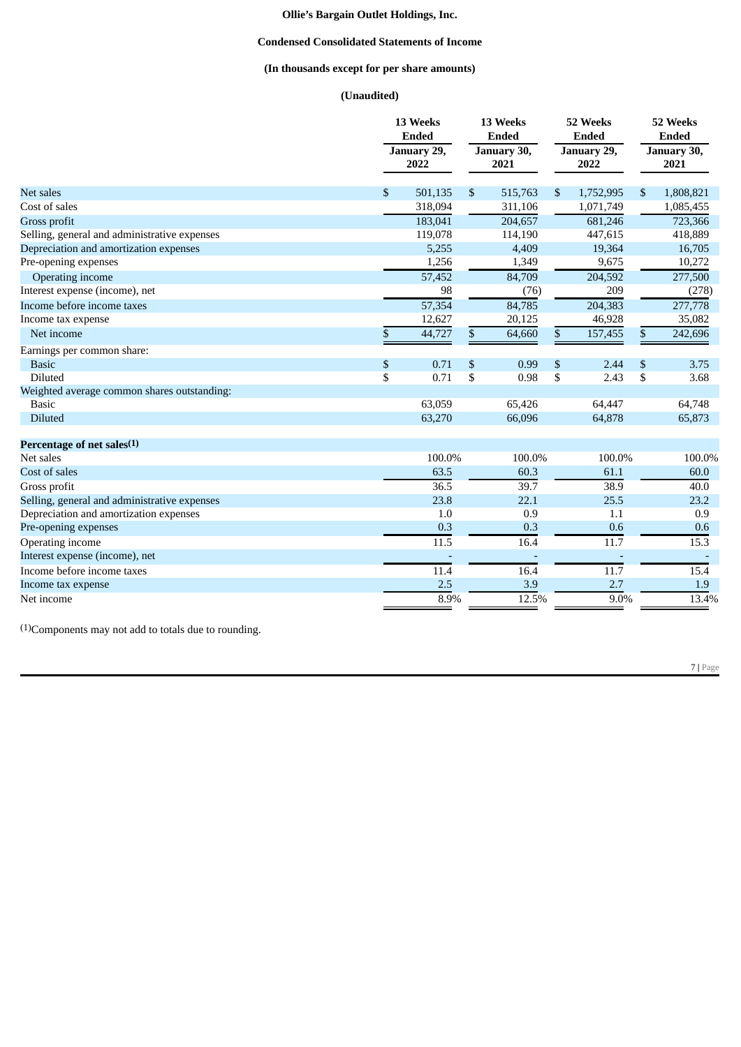**Ollie's Bargain Outlet Holdings, Inc.**

**Condensed Consolidated Statements of Income**

**(In thousands except for per share amounts)**

**(Unaudited)**

| | 13 Weeks Ended January 29, 2022 | 13 Weeks Ended January 30, 2021 | 52 Weeks Ended January 29, 2022 | 52 Weeks Ended January 30, 2021 |
|---|---|---|---|---|
| Net sales | $ 501,135 | $ 515,763 | $ 1,752,995 | $ 1,808,821 |
| Cost of sales | 318,094 | 311,106 | 1,071,749 | 1,085,455 |
| Gross profit | 183,041 | 204,657 | 681,246 | 723,366 |
| Selling, general and administrative expenses | 119,078 | 114,190 | 447,615 | 418,889 |
| Depreciation and amortization expenses | 5,255 | 4,409 | 19,364 | 16,705 |
| Pre-opening expenses | 1,256 | 1,349 | 9,675 | 10,272 |
| Operating income | 57,452 | 84,709 | 204,592 | 277,500 |
| Interest expense (income), net | 98 | (76) | 209 | (278) |
| Income before income taxes | 57,354 | 84,785 | 204,383 | 277,778 |
| Income tax expense | 12,627 | 20,125 | 46,928 | 35,082 |
| Net income | $ 44,727 | $ 64,660 | $ 157,455 | $ 242,696 |
| Earnings per common share: | | | | |
| Basic | $ 0.71 | $ 0.99 | $ 2.44 | $ 3.75 |
| Diluted | $ 0.71 | $ 0.98 | $ 2.43 | $ 3.68 |
| Weighted average common shares outstanding: | | | | |
| Basic | 63,059 | 65,426 | 64,447 | 64,748 |
| Diluted | 63,270 | 66,096 | 64,878 | 65,873 |
| | | | | |
| **Percentage of net sales[(1)]** | | | | |
| Net sales | 100.0% | 100.0% | 100.0% | 100.0% |
| Cost of sales | 63.5 | 60.3 | 61.1 | 60.0 |
| Gross profit | 36.5 | 39.7 | 38.9 | 40.0 |
| Selling, general and administrative expenses | 23.8 | 22.1 | 25.5 | 23.2 |
| Depreciation and amortization expenses | 1.0 | 0.9 | 1.1 | 0.9 |
| Pre-opening expenses | 0.3 | 0.3 | 0.6 | 0.6 |
| Operating income | 11.5 | 16.4 | 11.7 | 15.3 |
| Interest expense (income), net | - | - | - | - |
| Income before income taxes | 11.4 | 16.4 | 11.7 | 15.4 |
| Income tax expense | 2.5 | 3.9 | 2.7 | 1.9 |
| Net income | 8.9% | 12.5% | 9.0% | 13.4% |

[(1)]Components may not add to totals due to rounding.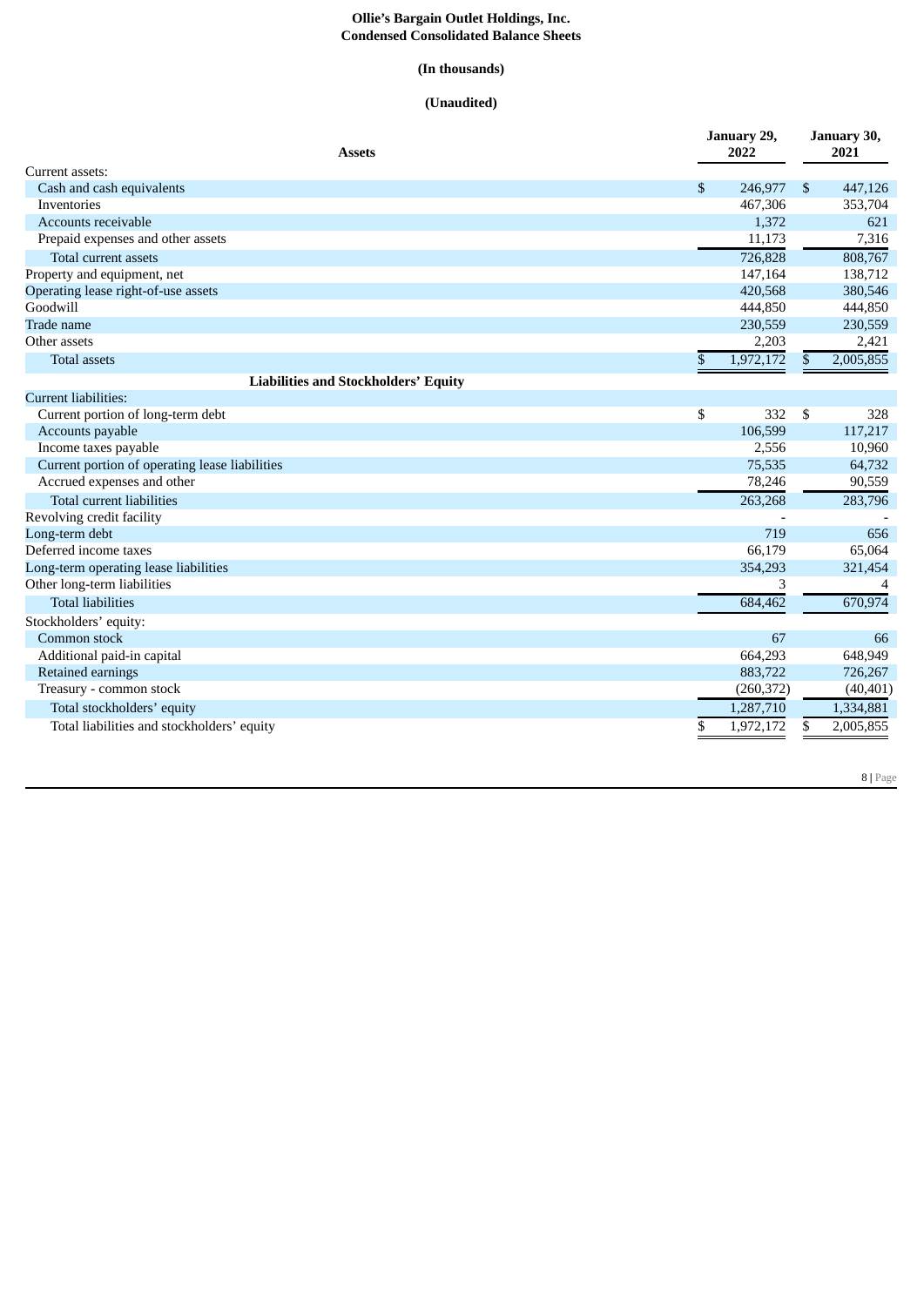**Ollie's Bargain Outlet Holdings, Inc.**
**Condensed Consolidated Balance Sheets**

**(In thousands)**

**(Unaudited)**

| Assets | January 29, 2022 | January 30, 2021 |
|---|---|---|
| Current assets: | | |
| Cash and cash equivalents | $ 246,977 | $ 447,126 |
| Inventories | 467,306 | 353,704 |
| Accounts receivable | 1,372 | 621 |
| Prepaid expenses and other assets | 11,173 | 7,316 |
| Total current assets | 726,828 | 808,767 |
| Property and equipment, net | 147,164 | 138,712 |
| Operating lease right-of-use assets | 420,568 | 380,546 |
| Goodwill | 444,850 | 444,850 |
| Trade name | 230,559 | 230,559 |
| Other assets | 2,203 | 2,421 |
| Total assets | $ 1,972,172 | $ 2,005,855 |
| **Liabilities and Stockholders' Equity** | | |
| Current liabilities: | | |
| Current portion of long-term debt | $ 332 | $ 328 |
| Accounts payable | 106,599 | 117,217 |
| Income taxes payable | 2,556 | 10,960 |
| Current portion of operating lease liabilities | 75,535 | 64,732 |
| Accrued expenses and other | 78,246 | 90,559 |
| Total current liabilities | 263,268 | 283,796 |
| Revolving credit facility | - | - |
| Long-term debt | 719 | 656 |
| Deferred income taxes | 66,179 | 65,064 |
| Long-term operating lease liabilities | 354,293 | 321,454 |
| Other long-term liabilities | 3 | 4 |
| Total liabilities | 684,462 | 670,974 |
| Stockholders' equity: | | |
| Common stock | 67 | 66 |
| Additional paid-in capital | 664,293 | 648,949 |
| Retained earnings | 883,722 | 726,267 |
| Treasury - common stock | (260,372) | (40,401) |
| Total stockholders' equity | 1,287,710 | 1,334,881 |
| Total liabilities and stockholders' equity | $ 1,972,172 | $ 2,005,855 |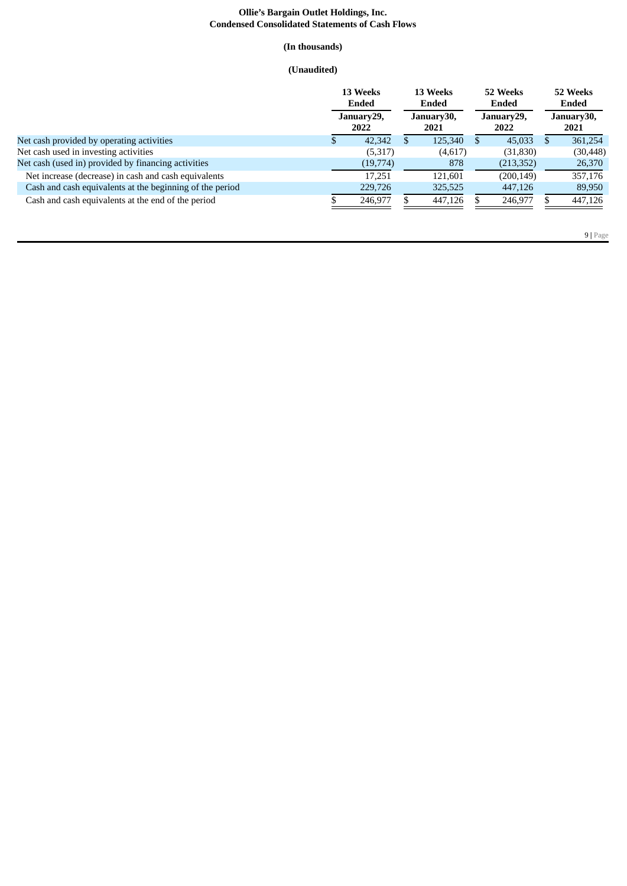**Ollie's Bargain Outlet Holdings, Inc.**
**Condensed Consolidated Statements of Cash Flows**

**(In thousands)**

**(Unaudited)**

| | 13 Weeks Ended January29, 2022 | 13 Weeks Ended January30, 2021 | 52 Weeks Ended January29, 2022 | 52 Weeks Ended January30, 2021 |
|---|---|---|---|---|
| Net cash provided by operating activities | $ 42,342 | $ 125,340 | $ 45,033 | $ 361,254 |
| Net cash used in investing activities | (5,317) | (4,617) | (31,830) | (30,448) |
| Net cash (used in) provided by financing activities | (19,774) | 878 | (213,352) | 26,370 |
| Net increase (decrease) in cash and cash equivalents | 17,251 | 121,601 | (200,149) | 357,176 |
| Cash and cash equivalents at the beginning of the period | 229,726 | 325,525 | 447,126 | 89,950 |
| Cash and cash equivalents at the end of the period | $ 246,977 | $ 447,126 | $ 246,977 | $ 447,126 |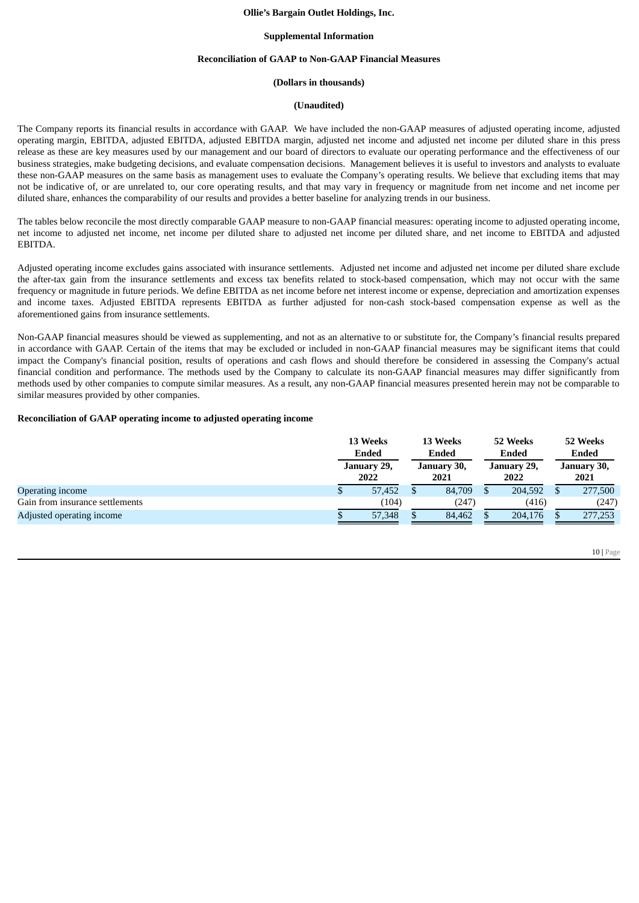**Ollie's Bargain Outlet Holdings, Inc.**

**Supplemental Information**

**Reconciliation of GAAP to Non-GAAP Financial Measures**

**(Dollars in thousands)**

**(Unaudited)**

The Company reports its financial results in accordance with GAAP. We have included the non-GAAP measures of adjusted operating income, adjusted operating margin, EBITDA, adjusted EBITDA, adjusted EBITDA margin, adjusted net income and adjusted net income per diluted share in this press release as these are key measures used by our management and our board of directors to evaluate our operating performance and the effectiveness of our business strategies, make budgeting decisions, and evaluate compensation decisions. Management believes it is useful to investors and analysts to evaluate these non-GAAP measures on the same basis as management uses to evaluate the Company's operating results. We believe that excluding items that may not be indicative of, or are unrelated to, our core operating results, and that may vary in frequency or magnitude from net income and net income per diluted share, enhances the comparability of our results and provides a better baseline for analyzing trends in our business.

The tables below reconcile the most directly comparable GAAP measure to non-GAAP financial measures: operating income to adjusted operating income, net income to adjusted net income, net income per diluted share to adjusted net income per diluted share, and net income to EBITDA and adjusted EBITDA.

Adjusted operating income excludes gains associated with insurance settlements. Adjusted net income and adjusted net income per diluted share exclude the after-tax gain from the insurance settlements and excess tax benefits related to stock-based compensation, which may not occur with the same frequency or magnitude in future periods. We define EBITDA as net income before net interest income or expense, depreciation and amortization expenses and income taxes. Adjusted EBITDA represents EBITDA as further adjusted for non-cash stock-based compensation expense as well as the aforementioned gains from insurance settlements.

Non-GAAP financial measures should be viewed as supplementing, and not as an alternative to or substitute for, the Company's financial results prepared in accordance with GAAP. Certain of the items that may be excluded or included in non-GAAP financial measures may be significant items that could impact the Company's financial position, results of operations and cash flows and should therefore be considered in assessing the Company's actual financial condition and performance. The methods used by the Company to calculate its non-GAAP financial measures may differ significantly from methods used by other companies to compute similar measures. As a result, any non-GAAP financial measures presented herein may not be comparable to similar measures provided by other companies.

**Reconciliation of GAAP operating income to adjusted operating income**

| | 13 Weeks Ended January 29, 2022 | 13 Weeks Ended January 30, 2021 | 52 Weeks Ended January 29, 2022 | 52 Weeks Ended January 30, 2021 |
|---|---|---|---|---|
| Operating income | $ 57,452 | $ 84,709 | $ 204,592 | $ 277,500 |
| Gain from insurance settlements | (104) | (247) | (416) | (247) |
| Adjusted operating income | $ 57,348 | $ 84,462 | $ 204,176 | $ 277,253 |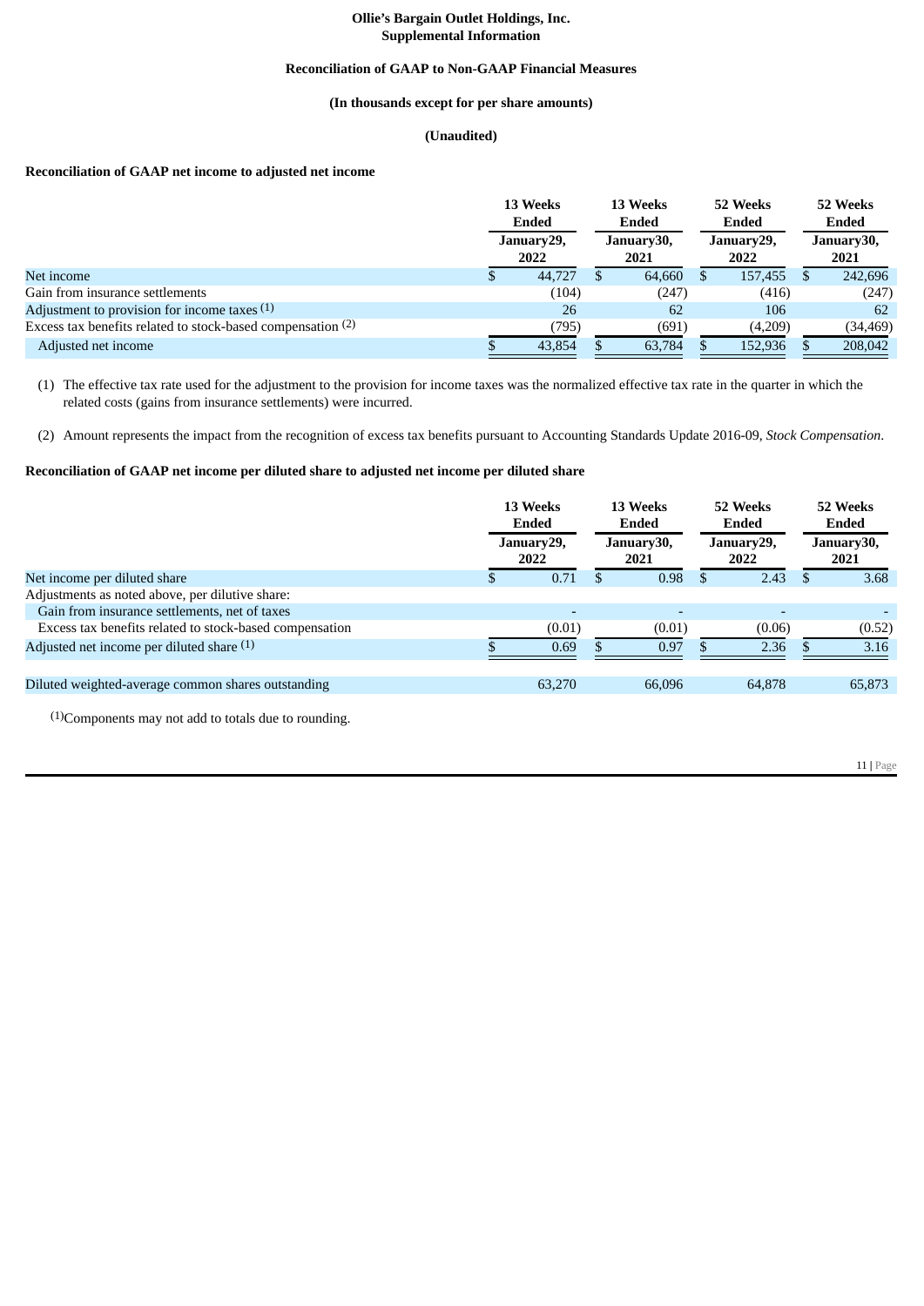**Ollie's Bargain Outlet Holdings, Inc.**
**Supplemental Information**

**Reconciliation of GAAP to Non-GAAP Financial Measures**

**(In thousands except for per share amounts)**

**(Unaudited)**

**Reconciliation of GAAP net income to adjusted net income**

| | 13 Weeks Ended January29, 2022 | 13 Weeks Ended January30, 2021 | 52 Weeks Ended January29, 2022 | 52 Weeks Ended January30, 2021 |
|---|---|---|---|---|
| Net income | $ 44,727 | $ 64,660 | $ 157,455 | $ 242,696 |
| Gain from insurance settlements | (104) | (247) | (416) | (247) |
| Adjustment to provision for income taxes [1] | 26 | 62 | 106 | 62 |
| Excess tax benefits related to stock-based compensation [2] | (795) | (691) | (4,209) | (34,469) |
| Adjusted net income | $ 43,854 | $ 63,784 | $ 152,936 | $ 208,042 |

(1) The effective tax rate used for the adjustment to the provision for income taxes was the normalized effective tax rate in the quarter in which the related costs (gains from insurance settlements) were incurred.

(2) Amount represents the impact from the recognition of excess tax benefits pursuant to Accounting Standards Update 2016-09, *Stock Compensation*.

**Reconciliation of GAAP net income per diluted share to adjusted net income per diluted share**

| | 13 Weeks Ended January29, 2022 | 13 Weeks Ended January30, 2021 | 52 Weeks Ended January29, 2022 | 52 Weeks Ended January30, 2021 |
|---|---|---|---|---|
| Net income per diluted share | $ 0.71 | $ 0.98 | $ 2.43 | $ 3.68 |
| Adjustments as noted above, per dilutive share: | | | | |
| Gain from insurance settlements, net of taxes | - | - | - | - |
| Excess tax benefits related to stock-based compensation | (0.01) | (0.01) | (0.06) | (0.52) |
| Adjusted net income per diluted share [1] | $ 0.69 | $ 0.97 | $ 2.36 | $ 3.16 |
| | | | | |
| Diluted weighted-average common shares outstanding | 63,270 | 66,096 | 64,878 | 65,873 |

[1] Components may not add to totals due to rounding.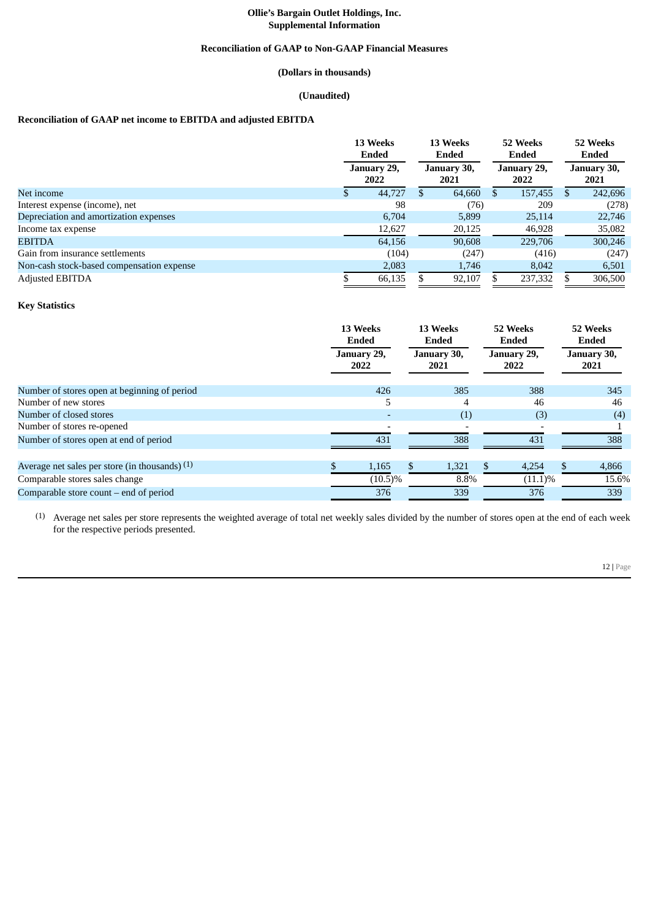**Ollie's Bargain Outlet Holdings, Inc.**
**Supplemental Information**

**Reconciliation of GAAP to Non-GAAP Financial Measures**

**(Dollars in thousands)**

**(Unaudited)**

**Reconciliation of GAAP net income to EBITDA and adjusted EBITDA**

| | 13 Weeks Ended January 29, 2022 | 13 Weeks Ended January 30, 2021 | 52 Weeks Ended January 29, 2022 | 52 Weeks Ended January 30, 2021 |
|---|---|---|---|---|
| Net income | $ 44,727 | $ 64,660 | $ 157,455 | $ 242,696 |
| Interest expense (income), net | 98 | (76) | 209 | (278) |
| Depreciation and amortization expenses | 6,704 | 5,899 | 25,114 | 22,746 |
| Income tax expense | 12,627 | 20,125 | 46,928 | 35,082 |
| EBITDA | 64,156 | 90,608 | 229,706 | 300,246 |
| Gain from insurance settlements | (104) | (247) | (416) | (247) |
| Non-cash stock-based compensation expense | 2,083 | 1,746 | 8,042 | 6,501 |
| Adjusted EBITDA | $ 66,135 | $ 92,107 | $ 237,332 | $ 306,500 |

**Key Statistics**

| | 13 Weeks Ended January 29, 2022 | 13 Weeks Ended January 30, 2021 | 52 Weeks Ended January 29, 2022 | 52 Weeks Ended January 30, 2021 |
|---|---|---|---|---|
| Number of stores open at beginning of period | 426 | 385 | 388 | 345 |
| Number of new stores | 5 | 4 | 46 | 46 |
| Number of closed stores | - | (1) | (3) | (4) |
| Number of stores re-opened | - | - | - | 1 |
| Number of stores open at end of period | 431 | 388 | 431 | 388 |
| | | | | |
| Average net sales per store (in thousands) [(1)] | $ 1,165 | $ 1,321 | $ 4,254 | $ 4,866 |
| Comparable stores sales change | (10.5)% | 8.8% | (11.1)% | 15.6% |
| Comparable store count – end of period | 376 | 339 | 376 | 339 |

(1) Average net sales per store represents the weighted average of total net weekly sales divided by the number of stores open at the end of each week for the respective periods presented.